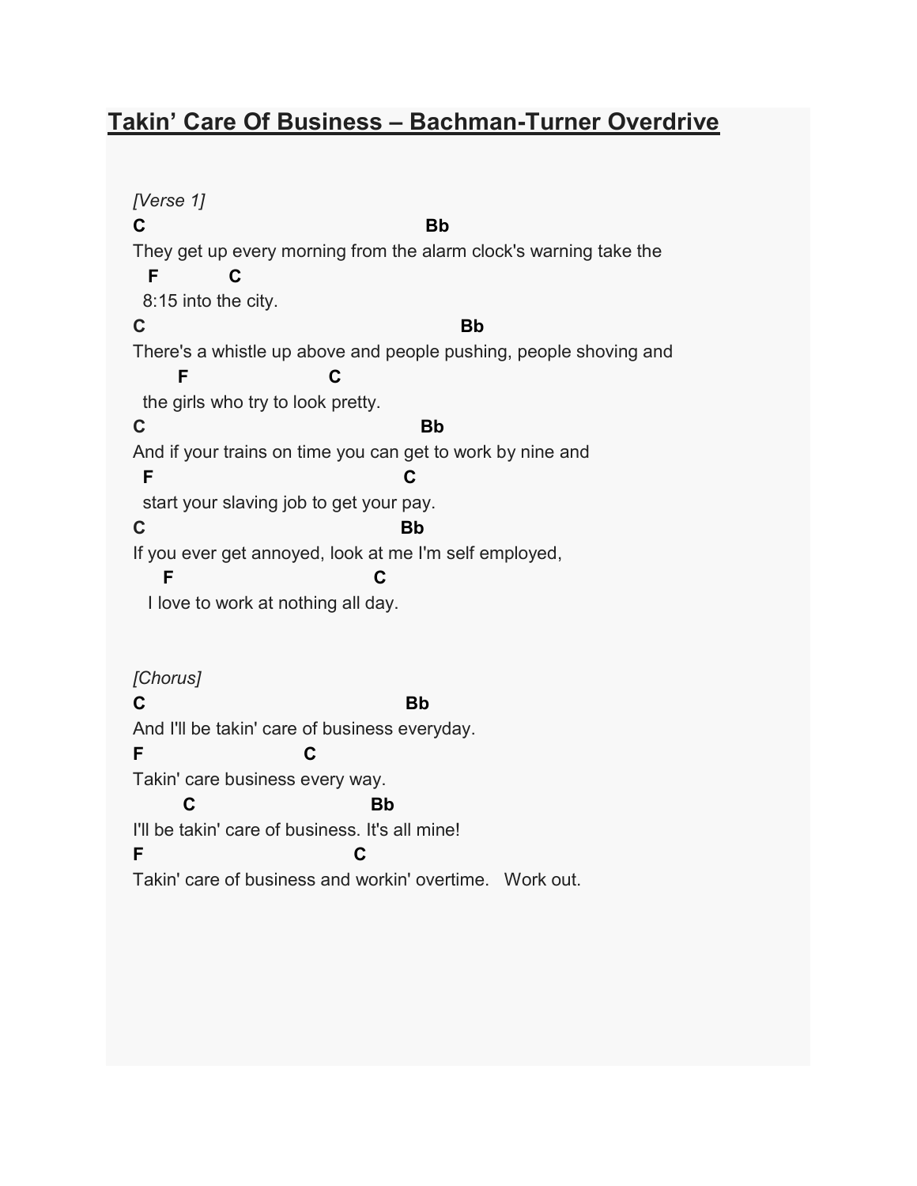# Takin' Care Of Business – Bachman-Turner Overdrive

*[Verse 1]*

```
C                                              Bb
They get up every morning from the alarm clock's warning take the
  F           C
 8:15 into the city.
C                                                    Bb
There's a whistle up above and people pushing, people shoving and
      F                     C
 the girls who try to look pretty.
C                                            Bb
And if your trains on time you can get to work by nine and
 F                                        C
 start your slaving job to get your pay.
C                                         Bb
If you ever get annoyed, look at me I'm self employed,
    F                               C
  I love to work at nothing all day.
```

*[Chorus]*

```
C                                          Bb
And I'll be takin' care of business everyday.
F                         C
Takin' care business every way.
        C                            Bb
I'll be takin' care of business. It's all mine!
F                                 C
Takin' care of business and workin' overtime.   Work out.
```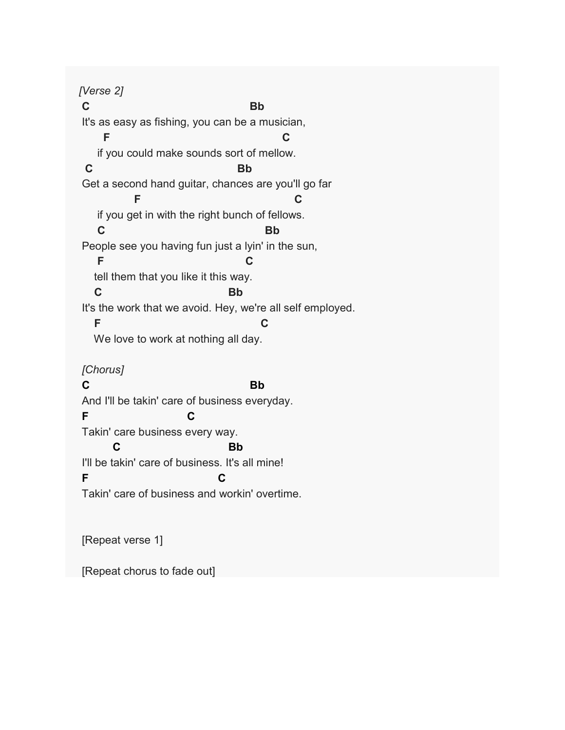```
[Verse 2]
 C                                          Bb
It's as easy as fishing, you can be a musician,
      F                                          C
    if you could make sounds sort of mellow.
 C                                      Bb
Get a second hand guitar, chances are you'll go far
             F                                      C
    if you get in with the right bunch of fellows.
   C                                           Bb
People see you having fun just a lyin' in the sun,
    F                                  C
   tell them that you like it this way.
   C                                Bb
It's the work that we avoid. Hey, we're all self employed.
   F                                       C
   We love to work at nothing all day.

[Chorus]
C                                          Bb
And I'll be takin' care of business everyday.
F                          C
Takin' care business every way.
        C                           Bb
I'll be takin' care of business. It's all mine!
F                              C
Takin' care of business and workin' overtime.


[Repeat verse 1]

[Repeat chorus to fade out]
```